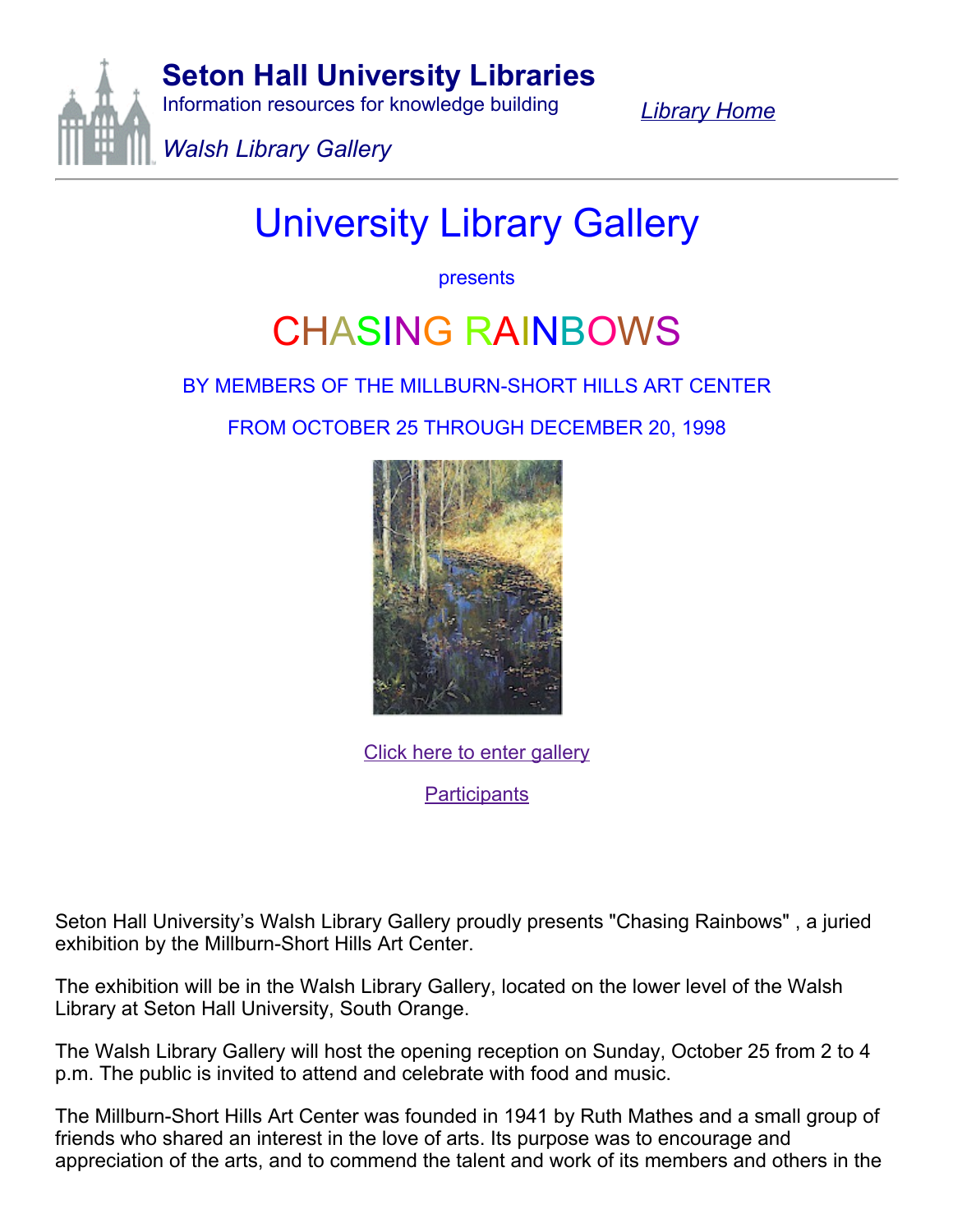**Seton Hall University Libraries**

Information resources for knowledge building

*Walsh Library Gallery*

*Library Home*

---

# University Library Gallery

presents

# CHASING RAINBOWS

BY MEMBERS OF THE MILLBURN-SHORT HILLS ART CENTER

FROM OCTOBER 25 THROUGH DECEMBER 20, 1998

Click here to enter gallery

Participants

Seton Hall University's Walsh Library Gallery proudly presents "Chasing Rainbows" , a juried exhibition by the Millburn-Short Hills Art Center.

The exhibition will be in the Walsh Library Gallery, located on the lower level of the Walsh Library at Seton Hall University, South Orange.

The Walsh Library Gallery will host the opening reception on Sunday, October 25 from 2 to 4 p.m. The public is invited to attend and celebrate with food and music.

The Millburn-Short Hills Art Center was founded in 1941 by Ruth Mathes and a small group of friends who shared an interest in the love of arts. Its purpose was to encourage and appreciation of the arts, and to commend the talent and work of its members and others in the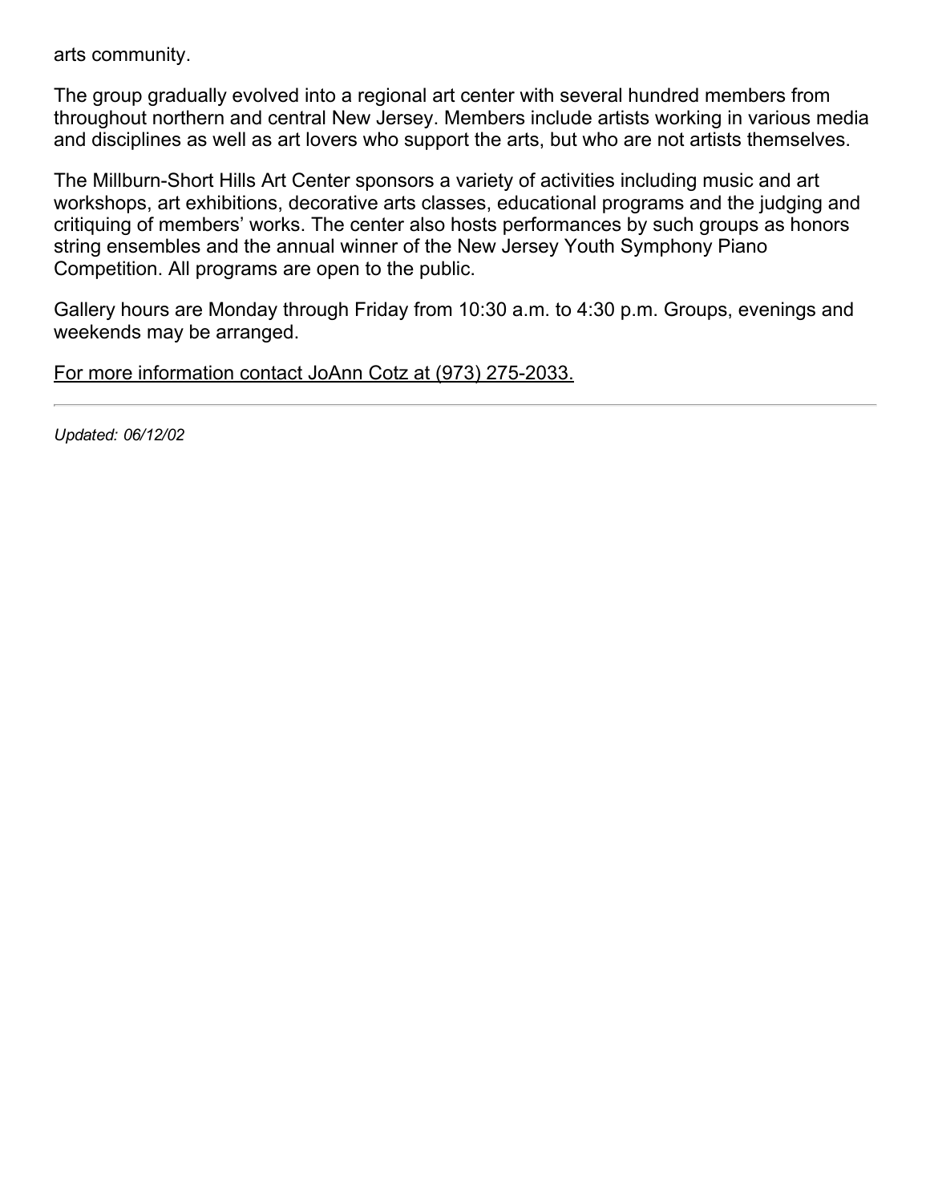arts community.

The group gradually evolved into a regional art center with several hundred members from throughout northern and central New Jersey. Members include artists working in various media and disciplines as well as art lovers who support the arts, but who are not artists themselves.

The Millburn-Short Hills Art Center sponsors a variety of activities including music and art workshops, art exhibitions, decorative arts classes, educational programs and the judging and critiquing of members' works. The center also hosts performances by such groups as honors string ensembles and the annual winner of the New Jersey Youth Symphony Piano Competition. All programs are open to the public.

Gallery hours are Monday through Friday from 10:30 a.m. to 4:30 p.m. Groups, evenings and weekends may be arranged.

For more information contact JoAnn Cotz at (973) 275-2033.

---

*Updated: 06/12/02*